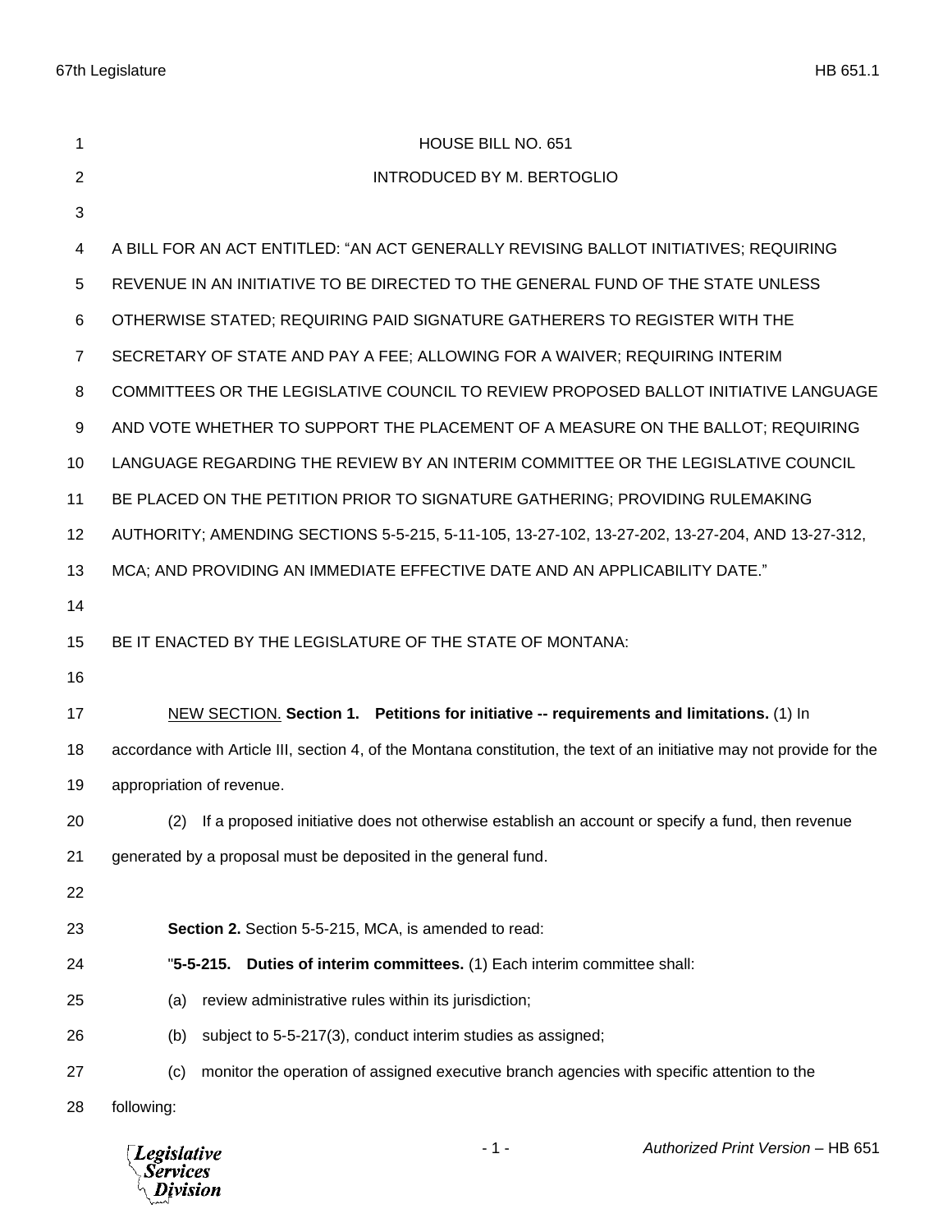HOUSE BILL NO. 651

INTRODUCED BY M. BERTOGLIO

A BILL FOR AN ACT ENTITLED: "AN ACT GENERALLY REVISING BALLOT INITIATIVES; REQUIRING REVENUE IN AN INITIATIVE TO BE DIRECTED TO THE GENERAL FUND OF THE STATE UNLESS OTHERWISE STATED; REQUIRING PAID SIGNATURE GATHERERS TO REGISTER WITH THE SECRETARY OF STATE AND PAY A FEE; ALLOWING FOR A WAIVER; REQUIRING INTERIM COMMITTEES OR THE LEGISLATIVE COUNCIL TO REVIEW PROPOSED BALLOT INITIATIVE LANGUAGE AND VOTE WHETHER TO SUPPORT THE PLACEMENT OF A MEASURE ON THE BALLOT; REQUIRING LANGUAGE REGARDING THE REVIEW BY AN INTERIM COMMITTEE OR THE LEGISLATIVE COUNCIL BE PLACED ON THE PETITION PRIOR TO SIGNATURE GATHERING; PROVIDING RULEMAKING AUTHORITY; AMENDING SECTIONS 5-5-215, 5-11-105, 13-27-102, 13-27-202, 13-27-204, AND 13-27-312, MCA; AND PROVIDING AN IMMEDIATE EFFECTIVE DATE AND AN APPLICABILITY DATE."

BE IT ENACTED BY THE LEGISLATURE OF THE STATE OF MONTANA:

NEW SECTION. **Section 1. Petitions for initiative -- requirements and limitations.** (1) In accordance with Article III, section 4, of the Montana constitution, the text of an initiative may not provide for the appropriation of revenue.

(2) If a proposed initiative does not otherwise establish an account or specify a fund, then revenue generated by a proposal must be deposited in the general fund.

**Section 2.** Section 5-5-215, MCA, is amended to read:

"**5-5-215. Duties of interim committees.** (1) Each interim committee shall:

(a) review administrative rules within its jurisdiction;

(b) subject to 5-5-217(3), conduct interim studies as assigned;

(c) monitor the operation of assigned executive branch agencies with specific attention to the following: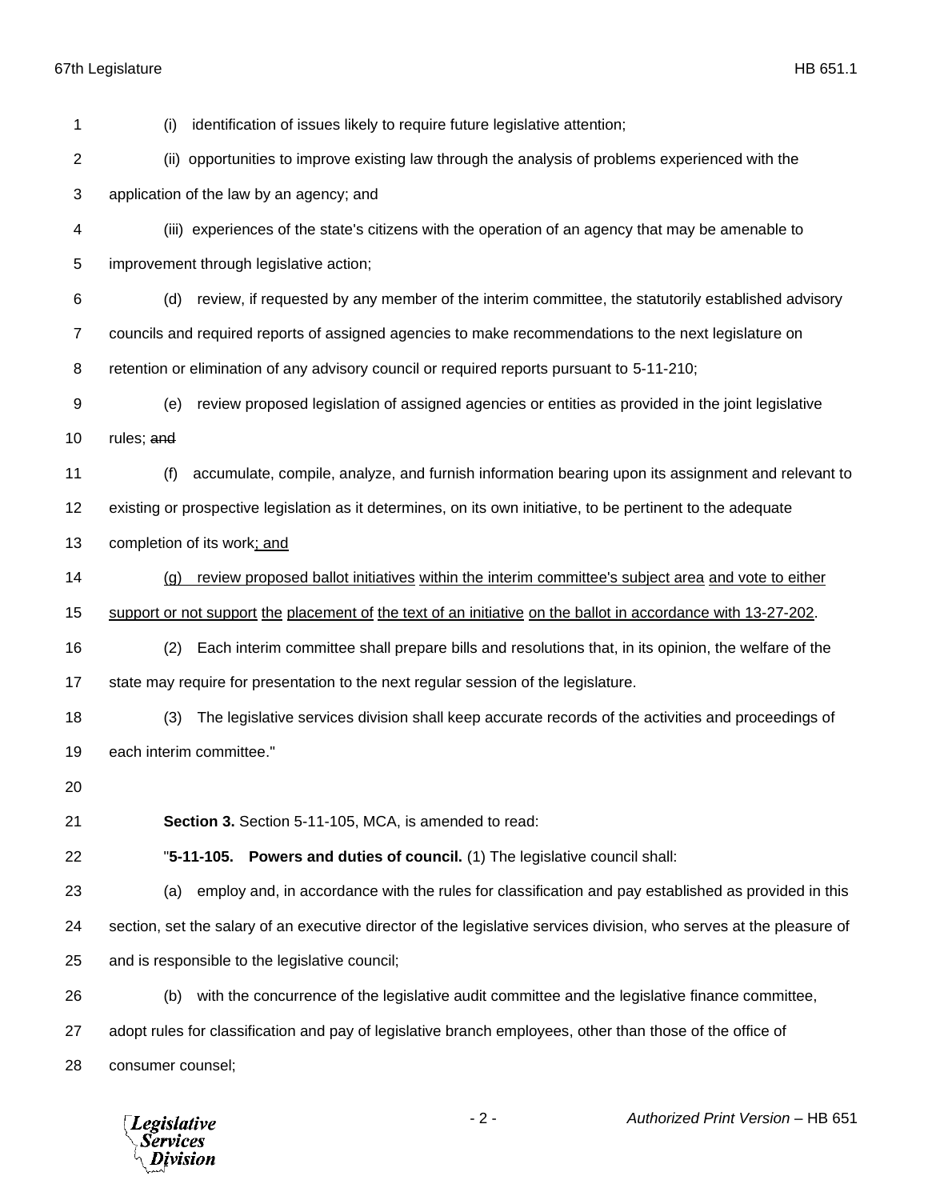(i) identification of issues likely to require future legislative attention;

(ii) opportunities to improve existing law through the analysis of problems experienced with the application of the law by an agency; and

(iii) experiences of the state's citizens with the operation of an agency that may be amenable to improvement through legislative action;

(d) review, if requested by any member of the interim committee, the statutorily established advisory councils and required reports of assigned agencies to make recommendations to the next legislature on retention or elimination of any advisory council or required reports pursuant to 5-11-210;

(e) review proposed legislation of assigned agencies or entities as provided in the joint legislative rules; ~~and~~

(f) accumulate, compile, analyze, and furnish information bearing upon its assignment and relevant to existing or prospective legislation as it determines, on its own initiative, to be pertinent to the adequate completion of its work; and

(g) review proposed ballot initiatives within the interim committee's subject area and vote to either support or not support the placement of the text of an initiative on the ballot in accordance with 13-27-202.

(2) Each interim committee shall prepare bills and resolutions that, in its opinion, the welfare of the state may require for presentation to the next regular session of the legislature.

(3) The legislative services division shall keep accurate records of the activities and proceedings of each interim committee."

**Section 3.** Section 5-11-105, MCA, is amended to read:

"**5-11-105. Powers and duties of council.** (1) The legislative council shall:

(a) employ and, in accordance with the rules for classification and pay established as provided in this section, set the salary of an executive director of the legislative services division, who serves at the pleasure of and is responsible to the legislative council;

(b) with the concurrence of the legislative audit committee and the legislative finance committee, adopt rules for classification and pay of legislative branch employees, other than those of the office of consumer counsel;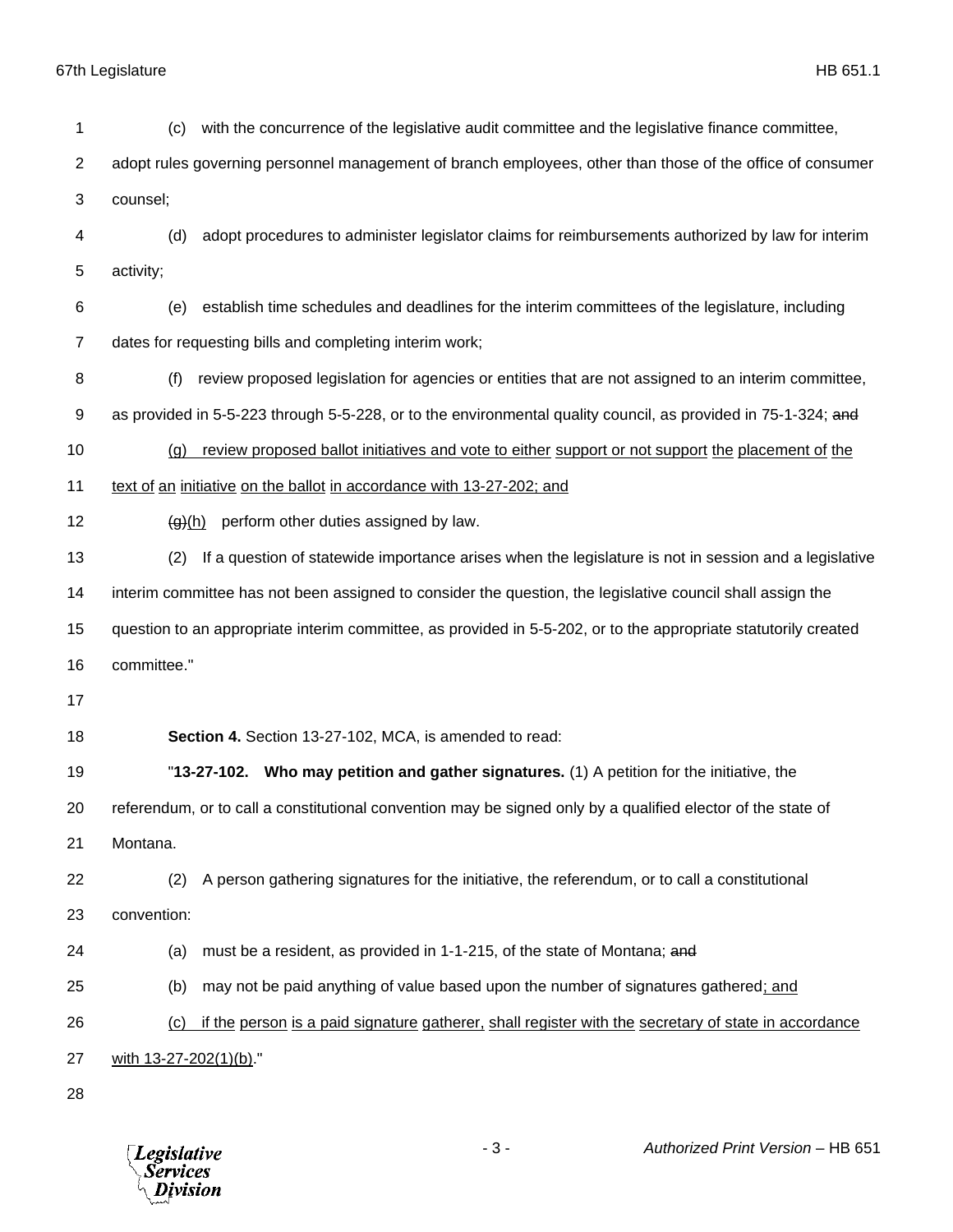(c) with the concurrence of the legislative audit committee and the legislative finance committee, adopt rules governing personnel management of branch employees, other than those of the office of consumer counsel;

(d) adopt procedures to administer legislator claims for reimbursements authorized by law for interim activity;

(e) establish time schedules and deadlines for the interim committees of the legislature, including dates for requesting bills and completing interim work;

(f) review proposed legislation for agencies or entities that are not assigned to an interim committee, as provided in 5-5-223 through 5-5-228, or to the environmental quality council, as provided in 75-1-324; ~~and~~

<u>(g) review proposed ballot initiatives and vote to either support or not support the placement of the text of an initiative on the ballot in accordance with 13-27-202; and</u>

~~(g)~~<u>(h)</u> perform other duties assigned by law.

(2) If a question of statewide importance arises when the legislature is not in session and a legislative interim committee has not been assigned to consider the question, the legislative council shall assign the question to an appropriate interim committee, as provided in 5-5-202, or to the appropriate statutorily created committee."

**Section 4.** Section 13-27-102, MCA, is amended to read:

"**13-27-102. Who may petition and gather signatures.** (1) A petition for the initiative, the referendum, or to call a constitutional convention may be signed only by a qualified elector of the state of Montana.

(2) A person gathering signatures for the initiative, the referendum, or to call a constitutional convention:

(a) must be a resident, as provided in 1-1-215, of the state of Montana; ~~and~~

(b) may not be paid anything of value based upon the number of signatures gathered<u>; and</u>

<u>(c) if the person is a paid signature gatherer, shall register with the secretary of state in accordance with 13-27-202(1)(b)</u>."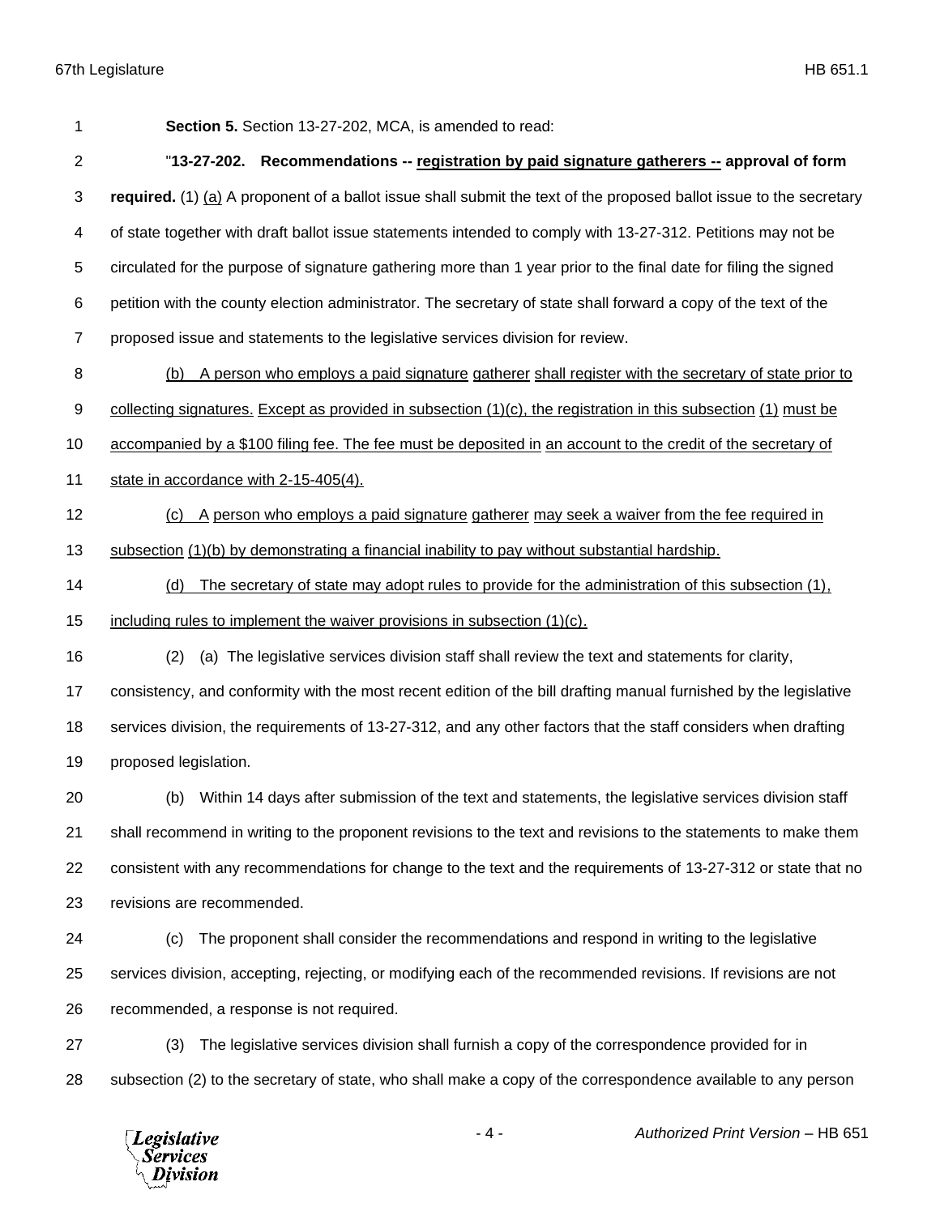**Section 5.** Section 13-27-202, MCA, is amended to read:

"**13-27-202. Recommendations -- registration by paid signature gatherers -- approval of form required.** (1) (a) A proponent of a ballot issue shall submit the text of the proposed ballot issue to the secretary of state together with draft ballot issue statements intended to comply with 13-27-312. Petitions may not be circulated for the purpose of signature gathering more than 1 year prior to the final date for filing the signed petition with the county election administrator. The secretary of state shall forward a copy of the text of the proposed issue and statements to the legislative services division for review.

(b) A person who employs a paid signature gatherer shall register with the secretary of state prior to collecting signatures. Except as provided in subsection (1)(c), the registration in this subsection (1) must be accompanied by a $100 filing fee. The fee must be deposited in an account to the credit of the secretary of state in accordance with 2-15-405(4).

(c) A person who employs a paid signature gatherer may seek a waiver from the fee required in subsection (1)(b) by demonstrating a financial inability to pay without substantial hardship.

(d) The secretary of state may adopt rules to provide for the administration of this subsection (1), including rules to implement the waiver provisions in subsection (1)(c).

(2) (a) The legislative services division staff shall review the text and statements for clarity, consistency, and conformity with the most recent edition of the bill drafting manual furnished by the legislative services division, the requirements of 13-27-312, and any other factors that the staff considers when drafting proposed legislation.

(b) Within 14 days after submission of the text and statements, the legislative services division staff shall recommend in writing to the proponent revisions to the text and revisions to the statements to make them consistent with any recommendations for change to the text and the requirements of 13-27-312 or state that no revisions are recommended.

(c) The proponent shall consider the recommendations and respond in writing to the legislative services division, accepting, rejecting, or modifying each of the recommended revisions. If revisions are not recommended, a response is not required.

(3) The legislative services division shall furnish a copy of the correspondence provided for in subsection (2) to the secretary of state, who shall make a copy of the correspondence available to any person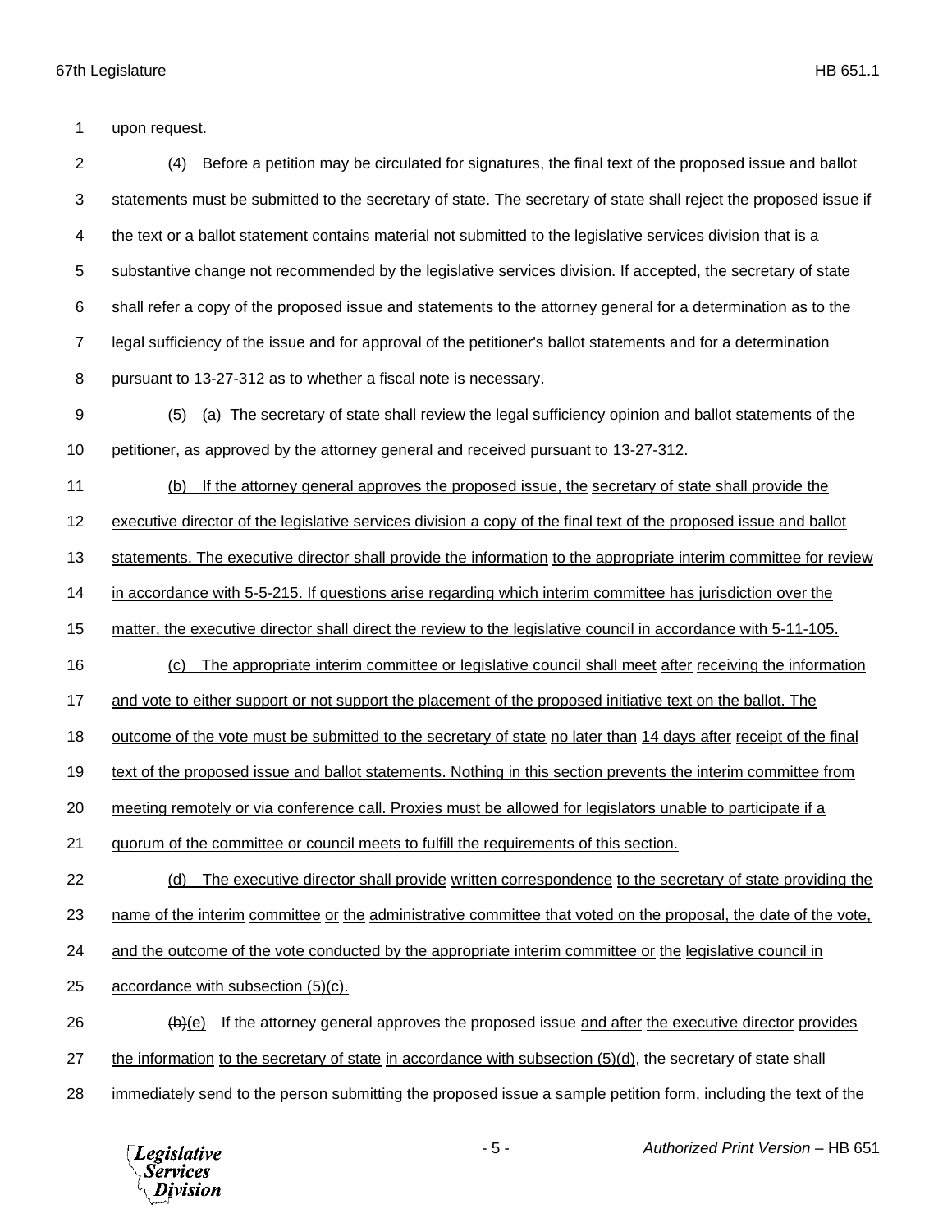upon request.

(4) Before a petition may be circulated for signatures, the final text of the proposed issue and ballot statements must be submitted to the secretary of state. The secretary of state shall reject the proposed issue if the text or a ballot statement contains material not submitted to the legislative services division that is a substantive change not recommended by the legislative services division. If accepted, the secretary of state shall refer a copy of the proposed issue and statements to the attorney general for a determination as to the legal sufficiency of the issue and for approval of the petitioner's ballot statements and for a determination pursuant to 13-27-312 as to whether a fiscal note is necessary.

(5) (a) The secretary of state shall review the legal sufficiency opinion and ballot statements of the petitioner, as approved by the attorney general and received pursuant to 13-27-312.

<u>(b) If the attorney general approves the proposed issue, the secretary of state shall provide the executive director of the legislative services division a copy of the final text of the proposed issue and ballot statements. The executive director shall provide the information to the appropriate interim committee for review in accordance with 5-5-215. If questions arise regarding which interim committee has jurisdiction over the matter, the executive director shall direct the review to the legislative council in accordance with 5-11-105.</u>

<u>(c) The appropriate interim committee or legislative council shall meet after receiving the information and vote to either support or not support the placement of the proposed initiative text on the ballot. The outcome of the vote must be submitted to the secretary of state no later than 14 days after receipt of the final text of the proposed issue and ballot statements. Nothing in this section prevents the interim committee from meeting remotely or via conference call. Proxies must be allowed for legislators unable to participate if a quorum of the committee or council meets to fulfill the requirements of this section.</u>

<u>(d) The executive director shall provide written correspondence to the secretary of state providing the name of the interim committee or the administrative committee that voted on the proposal, the date of the vote, and the outcome of the vote conducted by the appropriate interim committee or the legislative council in accordance with subsection (5)(c).</u>

~~(b)~~<u>(e)</u> If the attorney general approves the proposed issue <u>and after the executive director provides the information to the secretary of state in accordance with subsection (5)(d)</u>, the secretary of state shall immediately send to the person submitting the proposed issue a sample petition form, including the text of the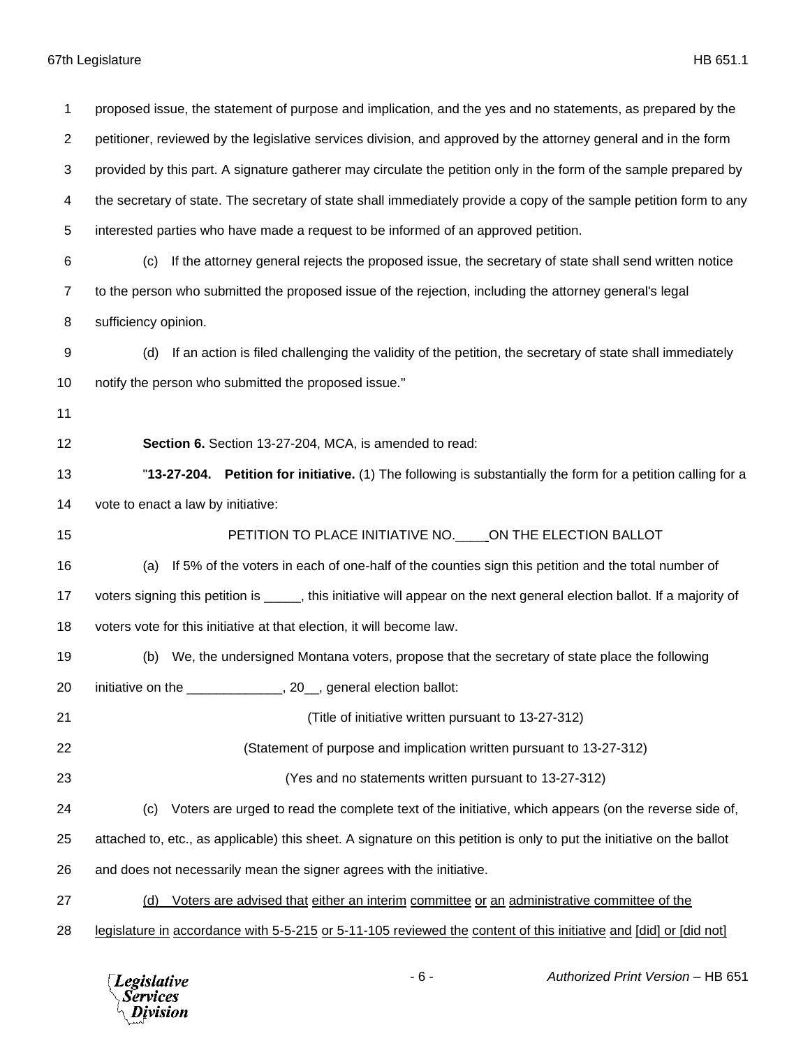proposed issue, the statement of purpose and implication, and the yes and no statements, as prepared by the petitioner, reviewed by the legislative services division, and approved by the attorney general and in the form provided by this part. A signature gatherer may circulate the petition only in the form of the sample prepared by the secretary of state. The secretary of state shall immediately provide a copy of the sample petition form to any interested parties who have made a request to be informed of an approved petition.

(c) If the attorney general rejects the proposed issue, the secretary of state shall send written notice to the person who submitted the proposed issue of the rejection, including the attorney general's legal sufficiency opinion.

(d) If an action is filed challenging the validity of the petition, the secretary of state shall immediately notify the person who submitted the proposed issue."

**Section 6.** Section 13-27-204, MCA, is amended to read:

"**13-27-204. Petition for initiative.** (1) The following is substantially the form for a petition calling for a vote to enact a law by initiative:

PETITION TO PLACE INITIATIVE NO.____ ON THE ELECTION BALLOT

(a) If 5% of the voters in each of one-half of the counties sign this petition and the total number of voters signing this petition is _____, this initiative will appear on the next general election ballot. If a majority of voters vote for this initiative at that election, it will become law.

(b) We, the undersigned Montana voters, propose that the secretary of state place the following initiative on the _____________, 20__, general election ballot:

(Title of initiative written pursuant to 13-27-312)

(Statement of purpose and implication written pursuant to 13-27-312)

(Yes and no statements written pursuant to 13-27-312)

(c) Voters are urged to read the complete text of the initiative, which appears (on the reverse side of, attached to, etc., as applicable) this sheet. A signature on this petition is only to put the initiative on the ballot and does not necessarily mean the signer agrees with the initiative.

<u>(d) Voters are advised that either an interim committee or an administrative committee of the legislature in accordance with 5-5-215 or 5-11-105 reviewed the content of this initiative and [did] or [did not]</u>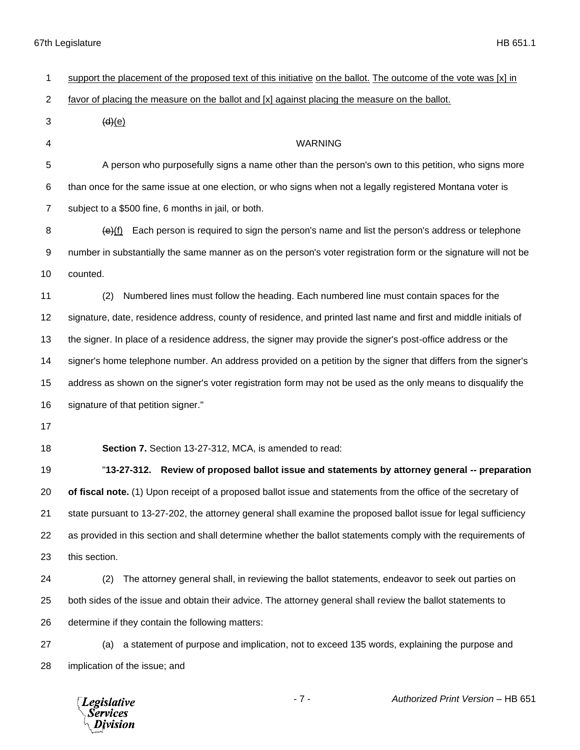support the placement of the proposed text of this initiative on the ballot. The outcome of the vote was [x] in favor of placing the measure on the ballot and [x] against placing the measure on the ballot.

~~(d)~~(e)

WARNING

A person who purposefully signs a name other than the person's own to this petition, who signs more than once for the same issue at one election, or who signs when not a legally registered Montana voter is subject to a $500 fine, 6 months in jail, or both.

~~(e)~~(f) Each person is required to sign the person's name and list the person's address or telephone number in substantially the same manner as on the person's voter registration form or the signature will not be counted.

(2) Numbered lines must follow the heading. Each numbered line must contain spaces for the signature, date, residence address, county of residence, and printed last name and first and middle initials of the signer. In place of a residence address, the signer may provide the signer's post-office address or the signer's home telephone number. An address provided on a petition by the signer that differs from the signer's address as shown on the signer's voter registration form may not be used as the only means to disqualify the signature of that petition signer."

**Section 7.** Section 13-27-312, MCA, is amended to read:

"**13-27-312. Review of proposed ballot issue and statements by attorney general -- preparation of fiscal note.** (1) Upon receipt of a proposed ballot issue and statements from the office of the secretary of state pursuant to 13-27-202, the attorney general shall examine the proposed ballot issue for legal sufficiency as provided in this section and shall determine whether the ballot statements comply with the requirements of this section.

(2) The attorney general shall, in reviewing the ballot statements, endeavor to seek out parties on both sides of the issue and obtain their advice. The attorney general shall review the ballot statements to determine if they contain the following matters:

(a) a statement of purpose and implication, not to exceed 135 words, explaining the purpose and implication of the issue; and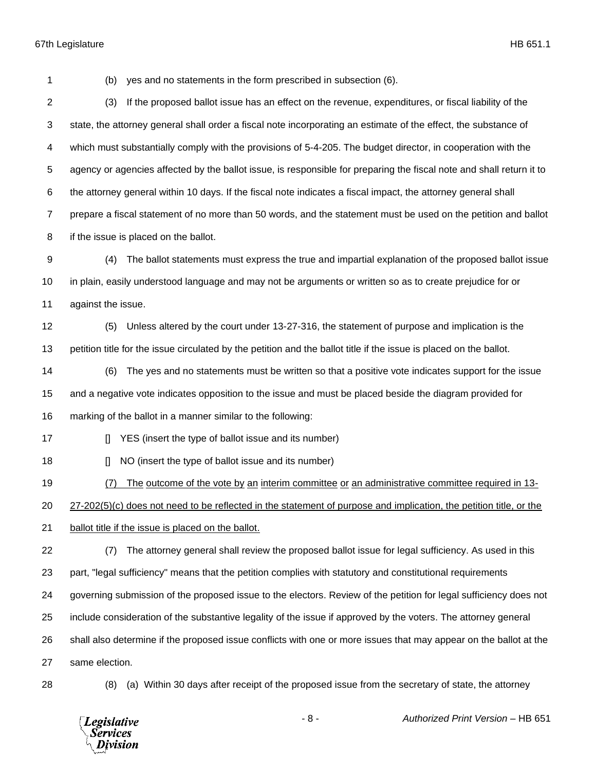(b) yes and no statements in the form prescribed in subsection (6).

(3) If the proposed ballot issue has an effect on the revenue, expenditures, or fiscal liability of the state, the attorney general shall order a fiscal note incorporating an estimate of the effect, the substance of which must substantially comply with the provisions of 5-4-205. The budget director, in cooperation with the agency or agencies affected by the ballot issue, is responsible for preparing the fiscal note and shall return it to the attorney general within 10 days. If the fiscal note indicates a fiscal impact, the attorney general shall prepare a fiscal statement of no more than 50 words, and the statement must be used on the petition and ballot if the issue is placed on the ballot.

(4) The ballot statements must express the true and impartial explanation of the proposed ballot issue in plain, easily understood language and may not be arguments or written so as to create prejudice for or against the issue.

(5) Unless altered by the court under 13-27-316, the statement of purpose and implication is the petition title for the issue circulated by the petition and the ballot title if the issue is placed on the ballot.

(6) The yes and no statements must be written so that a positive vote indicates support for the issue and a negative vote indicates opposition to the issue and must be placed beside the diagram provided for marking of the ballot in a manner similar to the following:

[] YES (insert the type of ballot issue and its number)

[] NO (insert the type of ballot issue and its number)

<u>(7) The outcome of the vote by an interim committee or an administrative committee required in 13-27-202(5)(c) does not need to be reflected in the statement of purpose and implication, the petition title, or the ballot title if the issue is placed on the ballot.</u>

(7) The attorney general shall review the proposed ballot issue for legal sufficiency. As used in this part, "legal sufficiency" means that the petition complies with statutory and constitutional requirements governing submission of the proposed issue to the electors. Review of the petition for legal sufficiency does not include consideration of the substantive legality of the issue if approved by the voters. The attorney general shall also determine if the proposed issue conflicts with one or more issues that may appear on the ballot at the same election.

(8) (a) Within 30 days after receipt of the proposed issue from the secretary of state, the attorney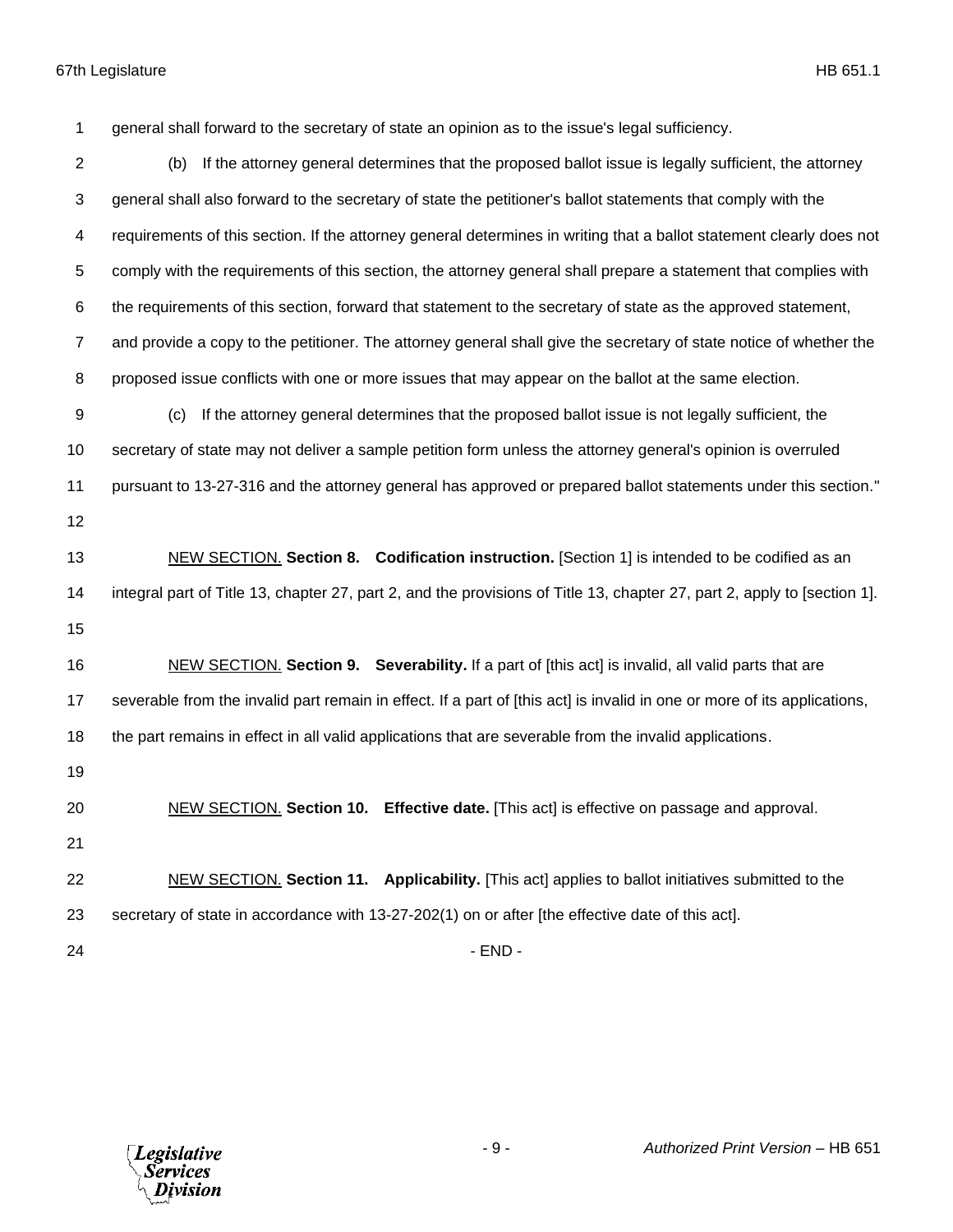general shall forward to the secretary of state an opinion as to the issue's legal sufficiency.

(b) If the attorney general determines that the proposed ballot issue is legally sufficient, the attorney general shall also forward to the secretary of state the petitioner's ballot statements that comply with the requirements of this section. If the attorney general determines in writing that a ballot statement clearly does not comply with the requirements of this section, the attorney general shall prepare a statement that complies with the requirements of this section, forward that statement to the secretary of state as the approved statement, and provide a copy to the petitioner. The attorney general shall give the secretary of state notice of whether the proposed issue conflicts with one or more issues that may appear on the ballot at the same election.

(c) If the attorney general determines that the proposed ballot issue is not legally sufficient, the secretary of state may not deliver a sample petition form unless the attorney general's opinion is overruled pursuant to 13-27-316 and the attorney general has approved or prepared ballot statements under this section."

NEW SECTION. **Section 8. Codification instruction.** [Section 1] is intended to be codified as an integral part of Title 13, chapter 27, part 2, and the provisions of Title 13, chapter 27, part 2, apply to [section 1].

NEW SECTION. **Section 9. Severability.** If a part of [this act] is invalid, all valid parts that are severable from the invalid part remain in effect. If a part of [this act] is invalid in one or more of its applications, the part remains in effect in all valid applications that are severable from the invalid applications.

NEW SECTION. **Section 10. Effective date.** [This act] is effective on passage and approval.

NEW SECTION. **Section 11. Applicability.** [This act] applies to ballot initiatives submitted to the secretary of state in accordance with 13-27-202(1) on or after [the effective date of this act].

\- END -